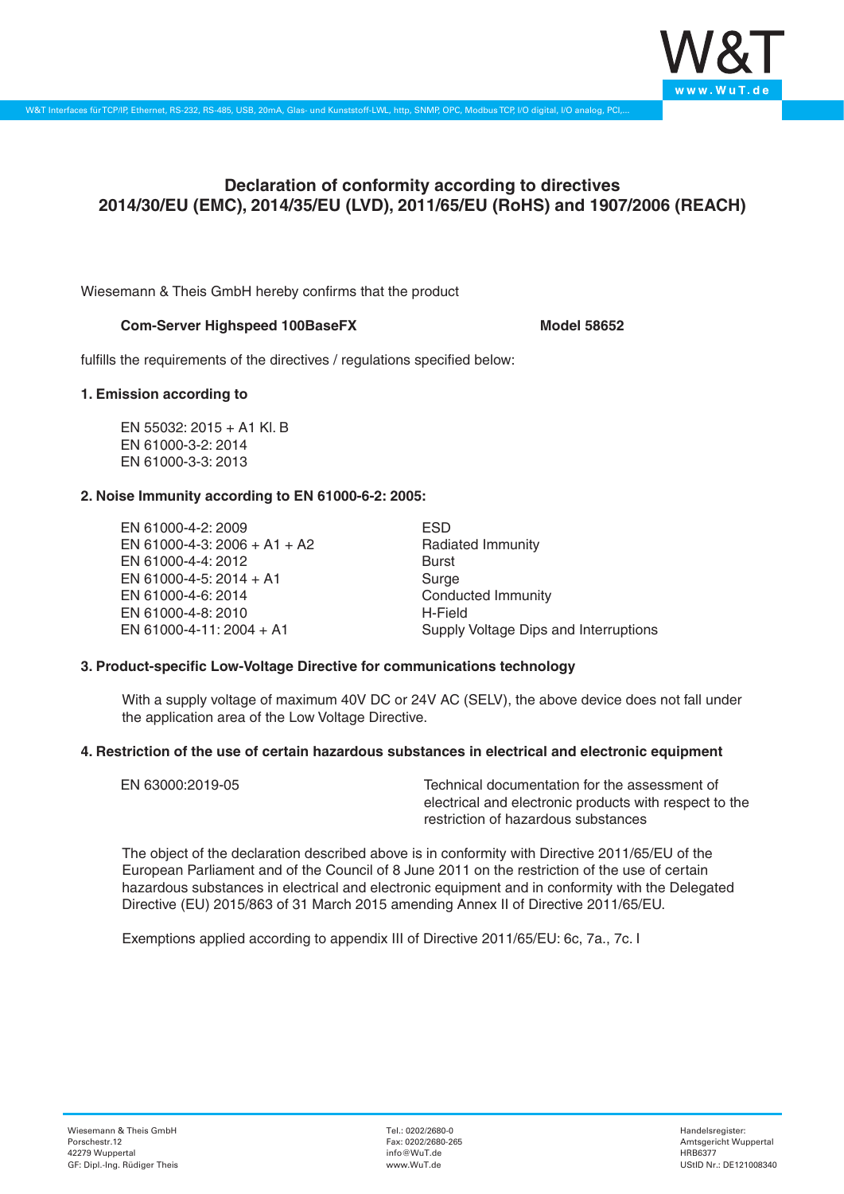# Declaration of conformity according to directives 2014/30/EU (EMC), 2014/35/EU (LVD), 2011/65/EU (RoHS) and 1907/2006 (REACH)

Wiesemann & Theis GmbH hereby confirms that the product

**Com-Server Highspeed 100BaseFX** **Model 58652**

fulfills the requirements of the directives / regulations specified below:

### 1. Emission according to

EN 55032: 2015 + A1 Kl. B
EN 61000-3-2: 2014
EN 61000-3-3: 2013

### 2. Noise Immunity according to EN 61000-6-2: 2005:

| | |
|---|---|
| EN 61000-4-2: 2009 | ESD |
| EN 61000-4-3: 2006 + A1 + A2 | Radiated Immunity |
| EN 61000-4-4: 2012 | Burst |
| EN 61000-4-5: 2014 + A1 | Surge |
| EN 61000-4-6: 2014 | Conducted Immunity |
| EN 61000-4-8: 2010 | H-Field |
| EN 61000-4-11: 2004 + A1 | Supply Voltage Dips and Interruptions |

### 3. Product-specific Low-Voltage Directive for communications technology

With a supply voltage of maximum 40V DC or 24V AC (SELV), the above device does not fall under the application area of the Low Voltage Directive.

### 4. Restriction of the use of certain hazardous substances in electrical and electronic equipment

| | |
|---|---|
| EN 63000:2019-05 | Technical documentation for the assessment of electrical and electronic products with respect to the restriction of hazardous substances |

The object of the declaration described above is in conformity with Directive 2011/65/EU of the European Parliament and of the Council of 8 June 2011 on the restriction of the use of certain hazardous substances in electrical and electronic equipment and in conformity with the Delegated Directive (EU) 2015/863 of 31 March 2015 amending Annex II of Directive 2011/65/EU.

Exemptions applied according to appendix III of Directive 2011/65/EU: 6c, 7a., 7c. I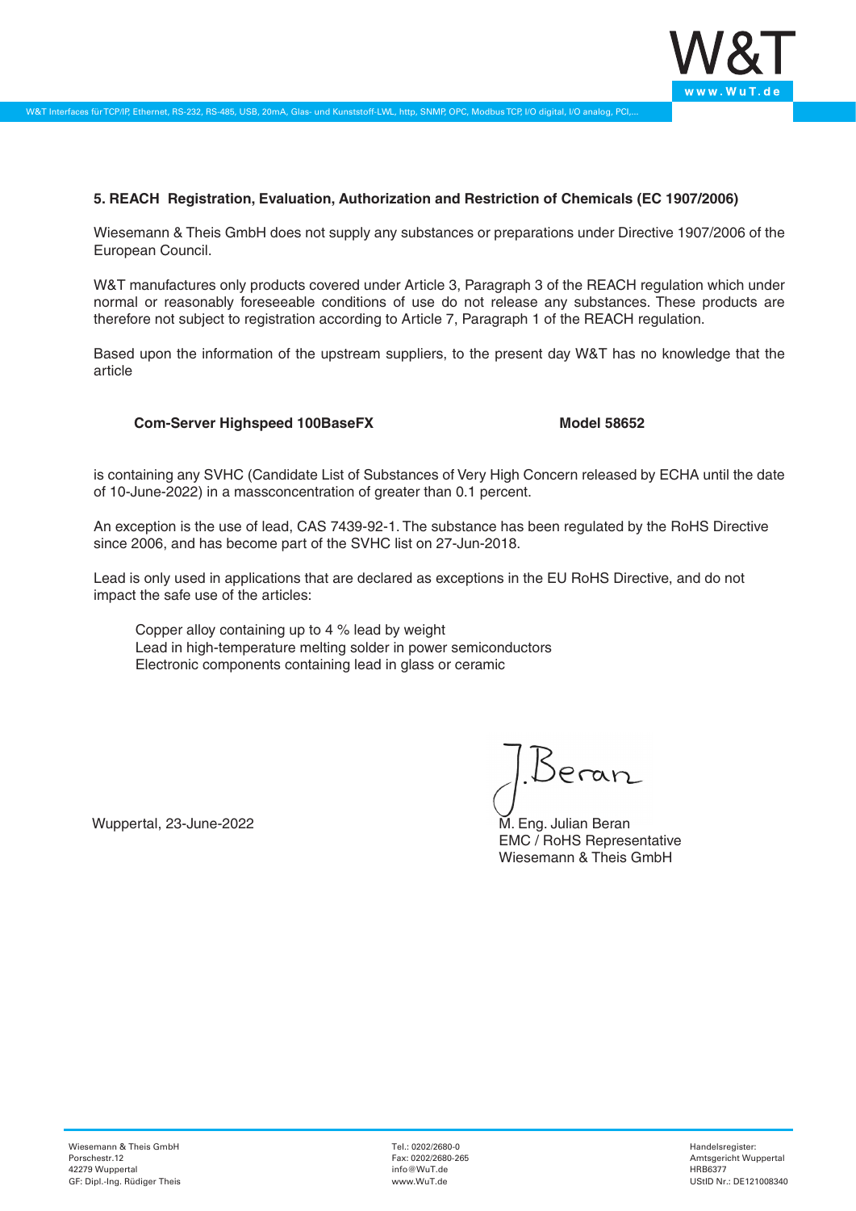### 5. REACH Registration, Evaluation, Authorization and Restriction of Chemicals (EC 1907/2006)

Wiesemann & Theis GmbH does not supply any substances or preparations under Directive 1907/2006 of the European Council.

W&T manufactures only products covered under Article 3, Paragraph 3 of the REACH regulation which under normal or reasonably foreseeable conditions of use do not release any substances. These products are therefore not subject to registration according to Article 7, Paragraph 1 of the REACH regulation.

Based upon the information of the upstream suppliers, to the present day W&T has no knowledge that the article

**Com-Server Highspeed 100BaseFX** **Model 58652**

is containing any SVHC (Candidate List of Substances of Very High Concern released by ECHA until the date of 10-June-2022) in a massconcentration of greater than 0.1 percent.

An exception is the use of lead, CAS 7439-92-1. The substance has been regulated by the RoHS Directive since 2006, and has become part of the SVHC list on 27-Jun-2018.

Lead is only used in applications that are declared as exceptions in the EU RoHS Directive, and do not impact the safe use of the articles:

Copper alloy containing up to 4 % lead by weight
Lead in high-temperature melting solder in power semiconductors
Electronic components containing lead in glass or ceramic

Wuppertal, 23-June-2022

J.Beran

M. Eng. Julian Beran
EMC / RoHS Representative
Wiesemann & Theis GmbH